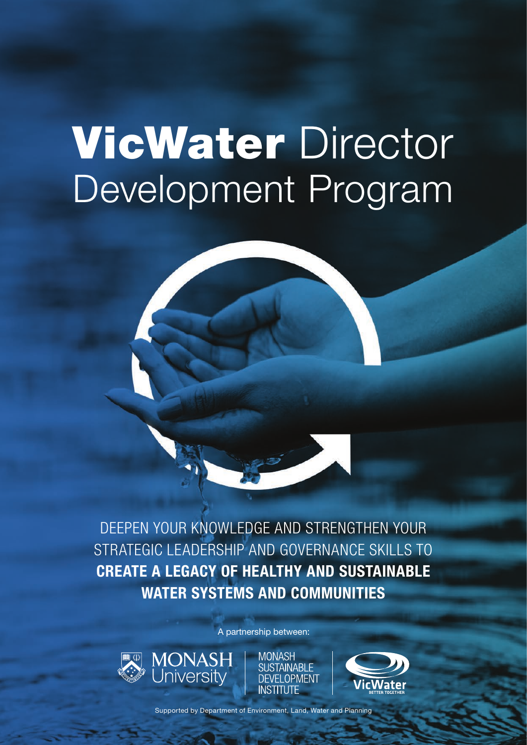# **VicWater** Director Development Program

DEEPEN YOUR KNOWLEDGE AND STRENGTHEN YOUR STRATEGIC LEADERSHIP AND GOVERNANCE SKILLS TO **CREATE A LEGACY OF HEALTHY AND SUSTAINABLE WATER SYSTEMS AND COMMUNITIES**

A partnership between:

MONASH University | MONASH SUSTAINABLE DEVELOPMENT INSTITUTE | VicWater BETTER TOGETHER

Supported by Department of Environment, Land, Water and Planning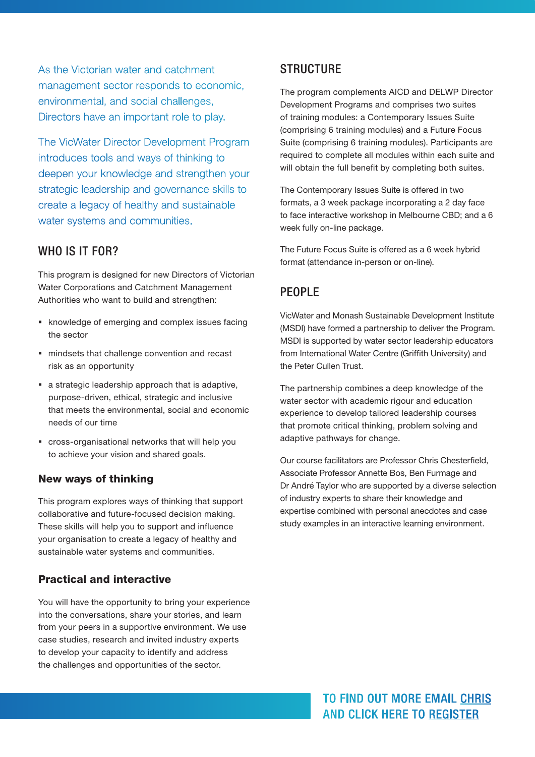As the Victorian water and catchment management sector responds to economic, environmental, and social challenges, Directors have an important role to play.

The VicWater Director Development Program introduces tools and ways of thinking to deepen your knowledge and strengthen your strategic leadership and governance skills to create a legacy of healthy and sustainable water systems and communities.

## WHO IS IT FOR?

This program is designed for new Directors of Victorian Water Corporations and Catchment Management Authorities who want to build and strengthen:

- knowledge of emerging and complex issues facing the sector
- mindsets that challenge convention and recast risk as an opportunity
- a strategic leadership approach that is adaptive, purpose-driven, ethical, strategic and inclusive that meets the environmental, social and economic needs of our time
- cross-organisational networks that will help you to achieve your vision and shared goals.

### New ways of thinking

This program explores ways of thinking that support collaborative and future-focused decision making. These skills will help you to support and influence your organisation to create a legacy of healthy and sustainable water systems and communities.

### Practical and interactive

You will have the opportunity to bring your experience into the conversations, share your stories, and learn from your peers in a supportive environment. We use case studies, research and invited industry experts to develop your capacity to identify and address the challenges and opportunities of the sector.

## STRUCTURE

The program complements AICD and DELWP Director Development Programs and comprises two suites of training modules: a Contemporary Issues Suite (comprising 6 training modules) and a Future Focus Suite (comprising 6 training modules). Participants are required to complete all modules within each suite and will obtain the full benefit by completing both suites.

The Contemporary Issues Suite is offered in two formats, a 3 week package incorporating a 2 day face to face interactive workshop in Melbourne CBD; and a 6 week fully on-line package.

The Future Focus Suite is offered as a 6 week hybrid format (attendance in-person or on-line).

## PEOPLE

VicWater and Monash Sustainable Development Institute (MSDI) have formed a partnership to deliver the Program. MSDI is supported by water sector leadership educators from International Water Centre (Griffith University) and the Peter Cullen Trust.

The partnership combines a deep knowledge of the water sector with academic rigour and education experience to develop tailored leadership courses that promote critical thinking, problem solving and adaptive pathways for change.

Our course facilitators are Professor Chris Chesterfield, Associate Professor Annette Bos, Ben Furmage and Dr André Taylor who are supported by a diverse selection of industry experts to share their knowledge and expertise combined with personal anecdotes and case study examples in an interactive learning environment.

**TO FIND OUT MORE EMAIL CHRIS AND CLICK HERE TO REGISTER**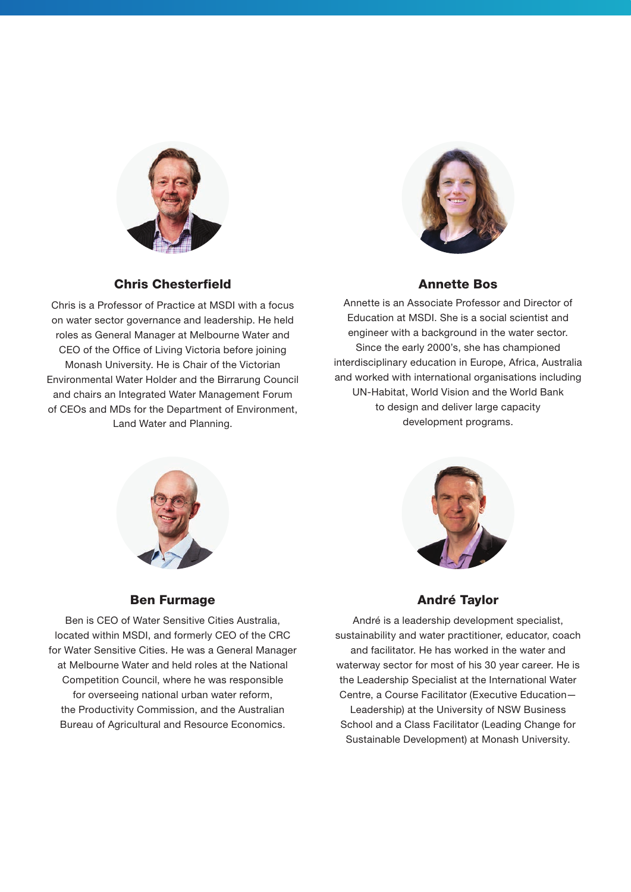### Chris Chesterfield

Chris is a Professor of Practice at MSDI with a focus on water sector governance and leadership. He held roles as General Manager at Melbourne Water and CEO of the Office of Living Victoria before joining Monash University. He is Chair of the Victorian Environmental Water Holder and the Birrarung Council and chairs an Integrated Water Management Forum of CEOs and MDs for the Department of Environment, Land Water and Planning.

### Annette Bos

Annette is an Associate Professor and Director of Education at MSDI. She is a social scientist and engineer with a background in the water sector. Since the early 2000's, she has championed interdisciplinary education in Europe, Africa, Australia and worked with international organisations including UN-Habitat, World Vision and the World Bank to design and deliver large capacity development programs.

### Ben Furmage

Ben is CEO of Water Sensitive Cities Australia, located within MSDI, and formerly CEO of the CRC for Water Sensitive Cities. He was a General Manager at Melbourne Water and held roles at the National Competition Council, where he was responsible for overseeing national urban water reform, the Productivity Commission, and the Australian Bureau of Agricultural and Resource Economics.

### André Taylor

André is a leadership development specialist, sustainability and water practitioner, educator, coach and facilitator. He has worked in the water and waterway sector for most of his 30 year career. He is the Leadership Specialist at the International Water Centre, a Course Facilitator (Executive Education—Leadership) at the University of NSW Business School and a Class Facilitator (Leading Change for Sustainable Development) at Monash University.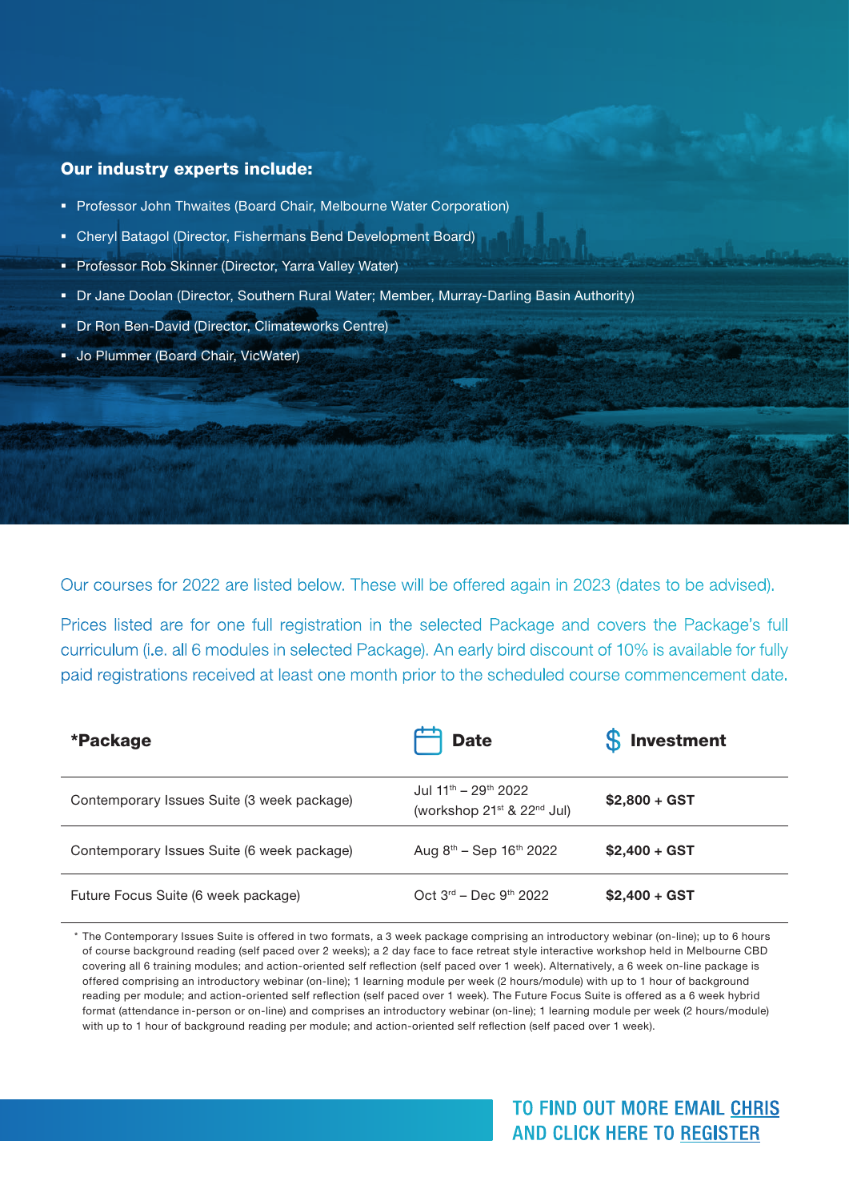## Our industry experts include:

- Professor John Thwaites (Board Chair, Melbourne Water Corporation)
- Cheryl Batagol (Director, Fishermans Bend Development Board)
- Professor Rob Skinner (Director, Yarra Valley Water)
- Dr Jane Doolan (Director, Southern Rural Water; Member, Murray-Darling Basin Authority)
- Dr Ron Ben-David (Director, Climateworks Centre)
- Jo Plummer (Board Chair, VicWater)

Our courses for 2022 are listed below. These will be offered again in 2023 (dates to be advised).

Prices listed are for one full registration in the selected Package and covers the Package's full curriculum (i.e. all 6 modules in selected Package). An early bird discount of 10% is available for fully paid registrations received at least one month prior to the scheduled course commencement date.

| *Package | Date | $ Investment |
|---|---|---|
| Contemporary Issues Suite (3 week package) | Jul 11th – 29th 2022 (workshop 21st & 22nd Jul) | **$2,800 + GST** |
| Contemporary Issues Suite (6 week package) | Aug 8th – Sep 16th 2022 | **$2,400 + GST** |
| Future Focus Suite (6 week package) | Oct 3rd – Dec 9th 2022 | **$2,400 + GST** |

* The Contemporary Issues Suite is offered in two formats, a 3 week package comprising an introductory webinar (on-line); up to 6 hours of course background reading (self paced over 2 weeks); a 2 day face to face retreat style interactive workshop held in Melbourne CBD covering all 6 training modules; and action-oriented self reflection (self paced over 1 week). Alternatively, a 6 week on-line package is offered comprising an introductory webinar (on-line); 1 learning module per week (2 hours/module) with up to 1 hour of background reading per module; and action-oriented self reflection (self paced over 1 week). The Future Focus Suite is offered as a 6 week hybrid format (attendance in-person or on-line) and comprises an introductory webinar (on-line); 1 learning module per week (2 hours/module) with up to 1 hour of background reading per module; and action-oriented self reflection (self paced over 1 week).

**TO FIND OUT MORE EMAIL CHRIS AND CLICK HERE TO REGISTER**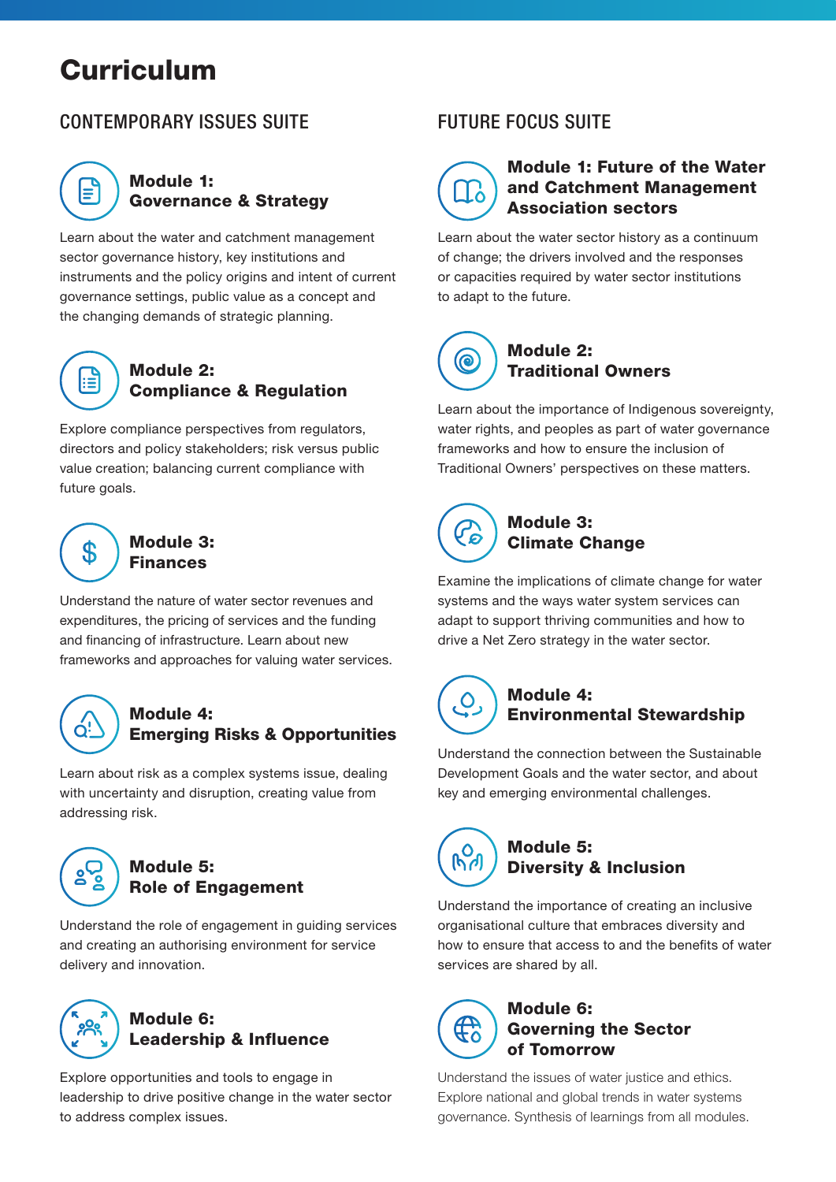# Curriculum

## CONTEMPORARY ISSUES SUITE

### Module 1: Governance & Strategy

Learn about the water and catchment management sector governance history, key institutions and instruments and the policy origins and intent of current governance settings, public value as a concept and the changing demands of strategic planning.

### Module 2: Compliance & Regulation

Explore compliance perspectives from regulators, directors and policy stakeholders; risk versus public value creation; balancing current compliance with future goals.

### Module 3: Finances

Understand the nature of water sector revenues and expenditures, the pricing of services and the funding and financing of infrastructure. Learn about new frameworks and approaches for valuing water services.

### Module 4: Emerging Risks & Opportunities

Learn about risk as a complex systems issue, dealing with uncertainty and disruption, creating value from addressing risk.

### Module 5: Role of Engagement

Understand the role of engagement in guiding services and creating an authorising environment for service delivery and innovation.

### Module 6: Leadership & Influence

Explore opportunities and tools to engage in leadership to drive positive change in the water sector to address complex issues.

## FUTURE FOCUS SUITE

### Module 1: Future of the Water and Catchment Management Association sectors

Learn about the water sector history as a continuum of change; the drivers involved and the responses or capacities required by water sector institutions to adapt to the future.

### Module 2: Traditional Owners

Learn about the importance of Indigenous sovereignty, water rights, and peoples as part of water governance frameworks and how to ensure the inclusion of Traditional Owners' perspectives on these matters.

### Module 3: Climate Change

Examine the implications of climate change for water systems and the ways water system services can adapt to support thriving communities and how to drive a Net Zero strategy in the water sector.

### Module 4: Environmental Stewardship

Understand the connection between the Sustainable Development Goals and the water sector, and about key and emerging environmental challenges.

### Module 5: Diversity & Inclusion

Understand the importance of creating an inclusive organisational culture that embraces diversity and how to ensure that access to and the benefits of water services are shared by all.

### Module 6: Governing the Sector of Tomorrow

Understand the issues of water justice and ethics. Explore national and global trends in water systems governance. Synthesis of learnings from all modules.